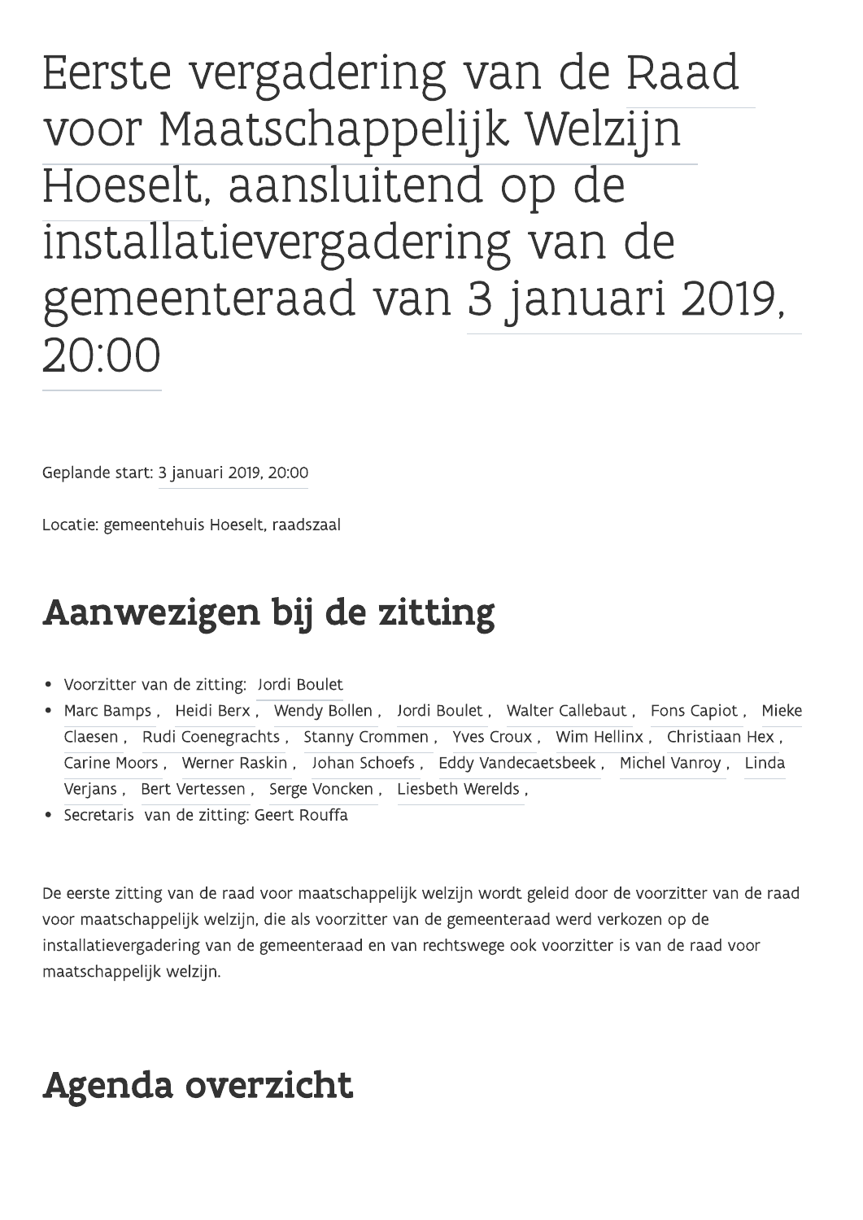# Eerste vergadering van de Raad voor Maatschappelijk Welzijn Hoeselt, aansluitend op de installatievergadering van de gemeenteraad van 3 januari 2019, 20:00

Geplande start: 3 januari 2019, 20:00

Locatie: gemeentehuis Hoeselt, raadszaal

## Aanwezigen bij de zitting

- Voorzitter van de zitting: Jordi Boulet
- Marc Bamps , Heidi Berx , Wendy Bollen , Jordi Boulet , Walter Callebaut , Fons Capiot , Mieke Claesen , Rudi Coenegrachts , Stanny Crommen , Yves Croux , Wim Hellinx , Christiaan Hex , Carine Moors , Werner Raskin , Johan Schoefs , Eddy Vandecaetsbeek , Michel Vanroy , Linda Verjans , Bert Vertessen , Serge Voncken , Liesbeth Werelds ,
- Secretaris van de zitting: Geert Rouffa

De eerste zitting van de raad voor maatschappelijk welzijn wordt geleid door de voorzitter van de raad voor maatschappelijk welzijn, die als voorzitter van de gemeenteraad werd verkozen op de installatievergadering van de gemeenteraad en van rechtswege ook voorzitter is van de raad voor maatschappelijk welzijn.

## Agenda overzicht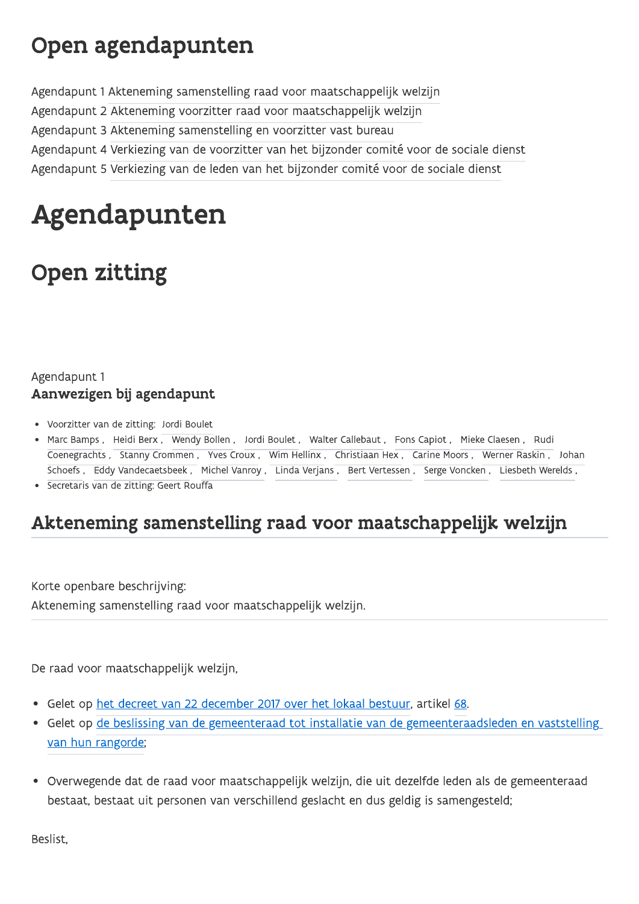# Open agendapunten

Agendapunt 1 Akteneming samenstelling raad voor maatschappelijk welzijn
Agendapunt 2 Akteneming voorzitter raad voor maatschappelijk welzijn
Agendapunt 3 Akteneming samenstelling en voorzitter vast bureau
Agendapunt 4 Verkiezing van de voorzitter van het bijzonder comité voor de sociale dienst
Agendapunt 5 Verkiezing van de leden van het bijzonder comité voor de sociale dienst

# Agendapunten

## Open zitting

Agendapunt 1

### Aanwezigen bij agendapunt

- Voorzitter van de zitting: Jordi Boulet
- Marc Bamps , Heidi Berx , Wendy Bollen , Jordi Boulet , Walter Callebaut , Fons Capiot , Mieke Claesen , Rudi Coenegrachts , Stanny Crommen , Yves Croux , Wim Hellinx , Christiaan Hex , Carine Moors , Werner Raskin , Johan Schoefs , Eddy Vandecaetsbeek , Michel Vanroy , Linda Verjans , Bert Vertessen , Serge Voncken , Liesbeth Werelds ,
- Secretaris van de zitting: Geert Rouffa

## Akteneming samenstelling raad voor maatschappelijk welzijn

Korte openbare beschrijving:
Akteneming samenstelling raad voor maatschappelijk welzijn.

De raad voor maatschappelijk welzijn,

- Gelet op het decreet van 22 december 2017 over het lokaal bestuur, artikel 68.
- Gelet op de beslissing van de gemeenteraad tot installatie van de gemeenteraadsleden en vaststelling van hun rangorde;

- Overwegende dat de raad voor maatschappelijk welzijn, die uit dezelfde leden als de gemeenteraad bestaat, bestaat uit personen van verschillend geslacht en dus geldig is samengesteld;

Beslist,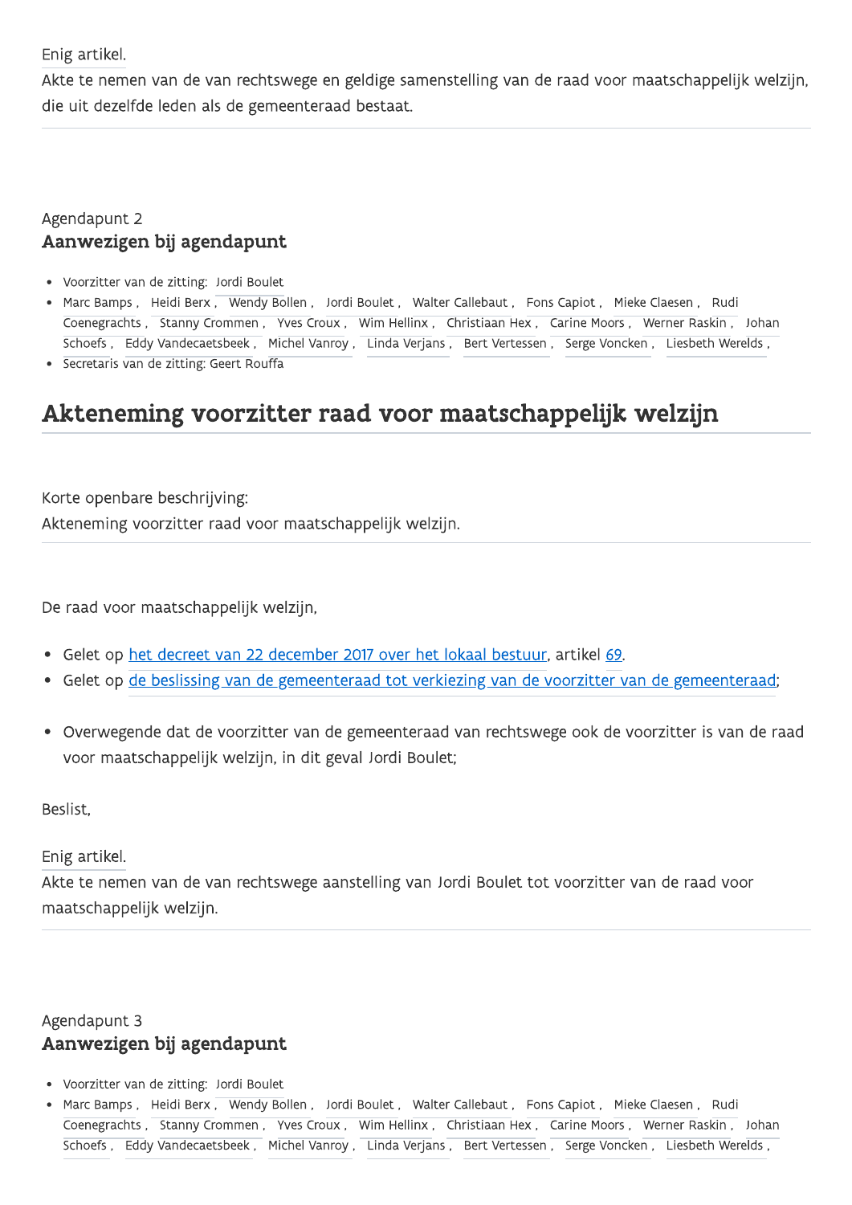Enig artikel.

Akte te nemen van de van rechtswege en geldige samenstelling van de raad voor maatschappelijk welzijn, die uit dezelfde leden als de gemeenteraad bestaat.

---

Agendapunt 2

### Aanwezigen bij agendapunt

- Voorzitter van de zitting: Jordi Boulet
- Marc Bamps , Heidi Berx , Wendy Bollen , Jordi Boulet , Walter Callebaut , Fons Capiot , Mieke Claesen , Rudi Coenegrachts , Stanny Crommen , Yves Croux , Wim Hellinx , Christiaan Hex , Carine Moors , Werner Raskin , Johan Schoefs , Eddy Vandecaetsbeek , Michel Vanroy , Linda Verjans , Bert Vertessen , Serge Voncken , Liesbeth Werelds ,
- Secretaris van de zitting: Geert Rouffa

## Akteneming voorzitter raad voor maatschappelijk welzijn

Korte openbare beschrijving:

Akteneming voorzitter raad voor maatschappelijk welzijn.

---

De raad voor maatschappelijk welzijn,

- Gelet op het decreet van 22 december 2017 over het lokaal bestuur, artikel 69.
- Gelet op de beslissing van de gemeenteraad tot verkiezing van de voorzitter van de gemeenteraad;

- Overwegende dat de voorzitter van de gemeenteraad van rechtswege ook de voorzitter is van de raad voor maatschappelijk welzijn, in dit geval Jordi Boulet;

Beslist,

Enig artikel.

Akte te nemen van de van rechtswege aanstelling van Jordi Boulet tot voorzitter van de raad voor maatschappelijk welzijn.

---

Agendapunt 3

### Aanwezigen bij agendapunt

- Voorzitter van de zitting: Jordi Boulet
- Marc Bamps , Heidi Berx , Wendy Bollen , Jordi Boulet , Walter Callebaut , Fons Capiot , Mieke Claesen , Rudi Coenegrachts , Stanny Crommen , Yves Croux , Wim Hellinx , Christiaan Hex , Carine Moors , Werner Raskin , Johan Schoefs , Eddy Vandecaetsbeek , Michel Vanroy , Linda Verjans , Bert Vertessen , Serge Voncken , Liesbeth Werelds ,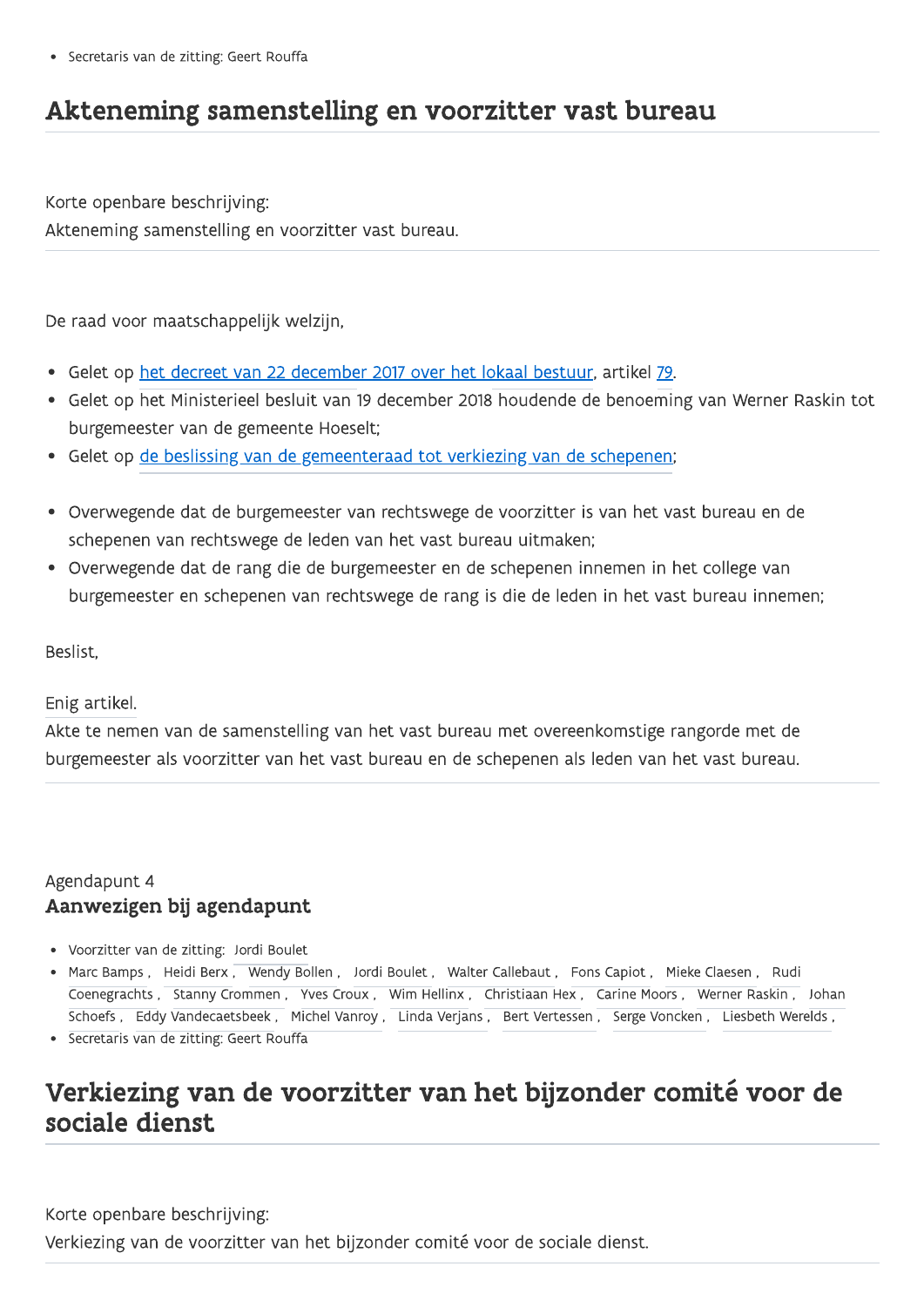- Secretaris van de zitting: Geert Rouffa

## Akteneming samenstelling en voorzitter vast bureau

Korte openbare beschrijving:
Akteneming samenstelling en voorzitter vast bureau.

De raad voor maatschappelijk welzijn,

- Gelet op het decreet van 22 december 2017 over het lokaal bestuur, artikel 79.
- Gelet op het Ministerieel besluit van 19 december 2018 houdende de benoeming van Werner Raskin tot burgemeester van de gemeente Hoeselt;
- Gelet op de beslissing van de gemeenteraad tot verkiezing van de schepenen;

- Overwegende dat de burgemeester van rechtswege de voorzitter is van het vast bureau en de schepenen van rechtswege de leden van het vast bureau uitmaken;
- Overwegende dat de rang die de burgemeester en de schepenen innemen in het college van burgemeester en schepenen van rechtswege de rang is die de leden in het vast bureau innemen;

Beslist,

Enig artikel.
Akte te nemen van de samenstelling van het vast bureau met overeenkomstige rangorde met de burgemeester als voorzitter van het vast bureau en de schepenen als leden van het vast bureau.

Agendapunt 4
### Aanwezigen bij agendapunt

- Voorzitter van de zitting: Jordi Boulet
- Marc Bamps , Heidi Berx , Wendy Bollen , Jordi Boulet , Walter Callebaut , Fons Capiot , Mieke Claesen , Rudi Coenegrachts , Stanny Crommen , Yves Croux , Wim Hellinx , Christiaan Hex , Carine Moors , Werner Raskin , Johan Schoefs , Eddy Vandecaetsbeek , Michel Vanroy , Linda Verjans , Bert Vertessen , Serge Voncken , Liesbeth Werelds ,
- Secretaris van de zitting: Geert Rouffa

## Verkiezing van de voorzitter van het bijzonder comité voor de sociale dienst

Korte openbare beschrijving:
Verkiezing van de voorzitter van het bijzonder comité voor de sociale dienst.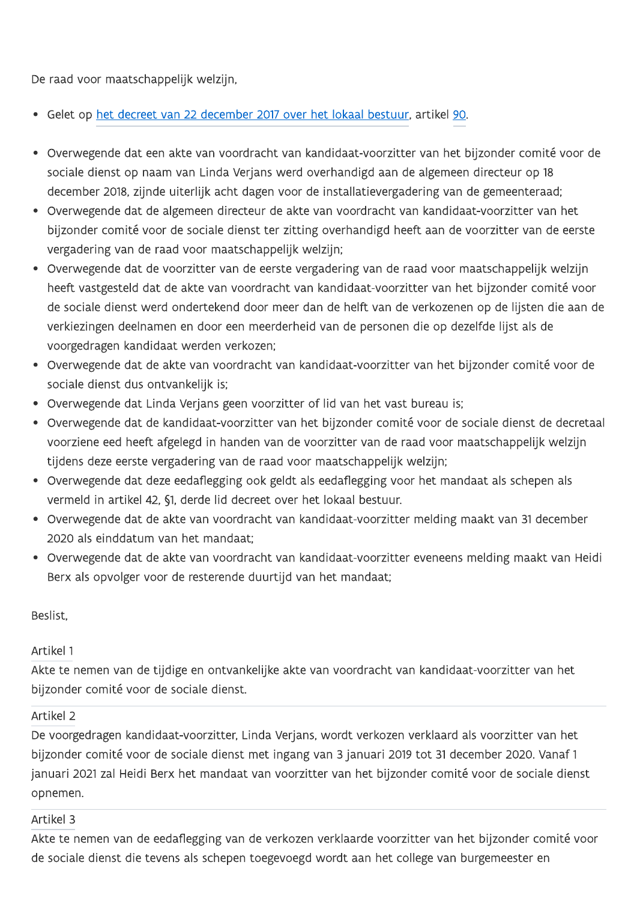De raad voor maatschappelijk welzijn,

- Gelet op het decreet van 22 december 2017 over het lokaal bestuur, artikel 90.

- Overwegende dat een akte van voordracht van kandidaat-voorzitter van het bijzonder comité voor de sociale dienst op naam van Linda Verjans werd overhandigd aan de algemeen directeur op 18 december 2018, zijnde uiterlijk acht dagen voor de installatievergadering van de gemeenteraad;
- Overwegende dat de algemeen directeur de akte van voordracht van kandidaat-voorzitter van het bijzonder comité voor de sociale dienst ter zitting overhandigd heeft aan de voorzitter van de eerste vergadering van de raad voor maatschappelijk welzijn;
- Overwegende dat de voorzitter van de eerste vergadering van de raad voor maatschappelijk welzijn heeft vastgesteld dat de akte van voordracht van kandidaat-voorzitter van het bijzonder comité voor de sociale dienst werd ondertekend door meer dan de helft van de verkozenen op de lijsten die aan de verkiezingen deelnamen en door een meerderheid van de personen die op dezelfde lijst als de voorgedragen kandidaat werden verkozen;
- Overwegende dat de akte van voordracht van kandidaat-voorzitter van het bijzonder comité voor de sociale dienst dus ontvankelijk is;
- Overwegende dat Linda Verjans geen voorzitter of lid van het vast bureau is;
- Overwegende dat de kandidaat-voorzitter van het bijzonder comité voor de sociale dienst de decretaal voorziene eed heeft afgelegd in handen van de voorzitter van de raad voor maatschappelijk welzijn tijdens deze eerste vergadering van de raad voor maatschappelijk welzijn;
- Overwegende dat deze eedaflegging ook geldt als eedaflegging voor het mandaat als schepen als vermeld in artikel 42, §1, derde lid decreet over het lokaal bestuur.
- Overwegende dat de akte van voordracht van kandidaat-voorzitter melding maakt van 31 december 2020 als einddatum van het mandaat;
- Overwegende dat de akte van voordracht van kandidaat-voorzitter eveneens melding maakt van Heidi Berx als opvolger voor de resterende duurtijd van het mandaat;

Beslist,

Artikel 1
Akte te nemen van de tijdige en ontvankelijke akte van voordracht van kandidaat-voorzitter van het bijzonder comité voor de sociale dienst.

Artikel 2
De voorgedragen kandidaat-voorzitter, Linda Verjans, wordt verkozen verklaard als voorzitter van het bijzonder comité voor de sociale dienst met ingang van 3 januari 2019 tot 31 december 2020. Vanaf 1 januari 2021 zal Heidi Berx het mandaat van voorzitter van het bijzonder comité voor de sociale dienst opnemen.

Artikel 3
Akte te nemen van de eedaflegging van de verkozen verklaarde voorzitter van het bijzonder comité voor de sociale dienst die tevens als schepen toegevoegd wordt aan het college van burgemeester en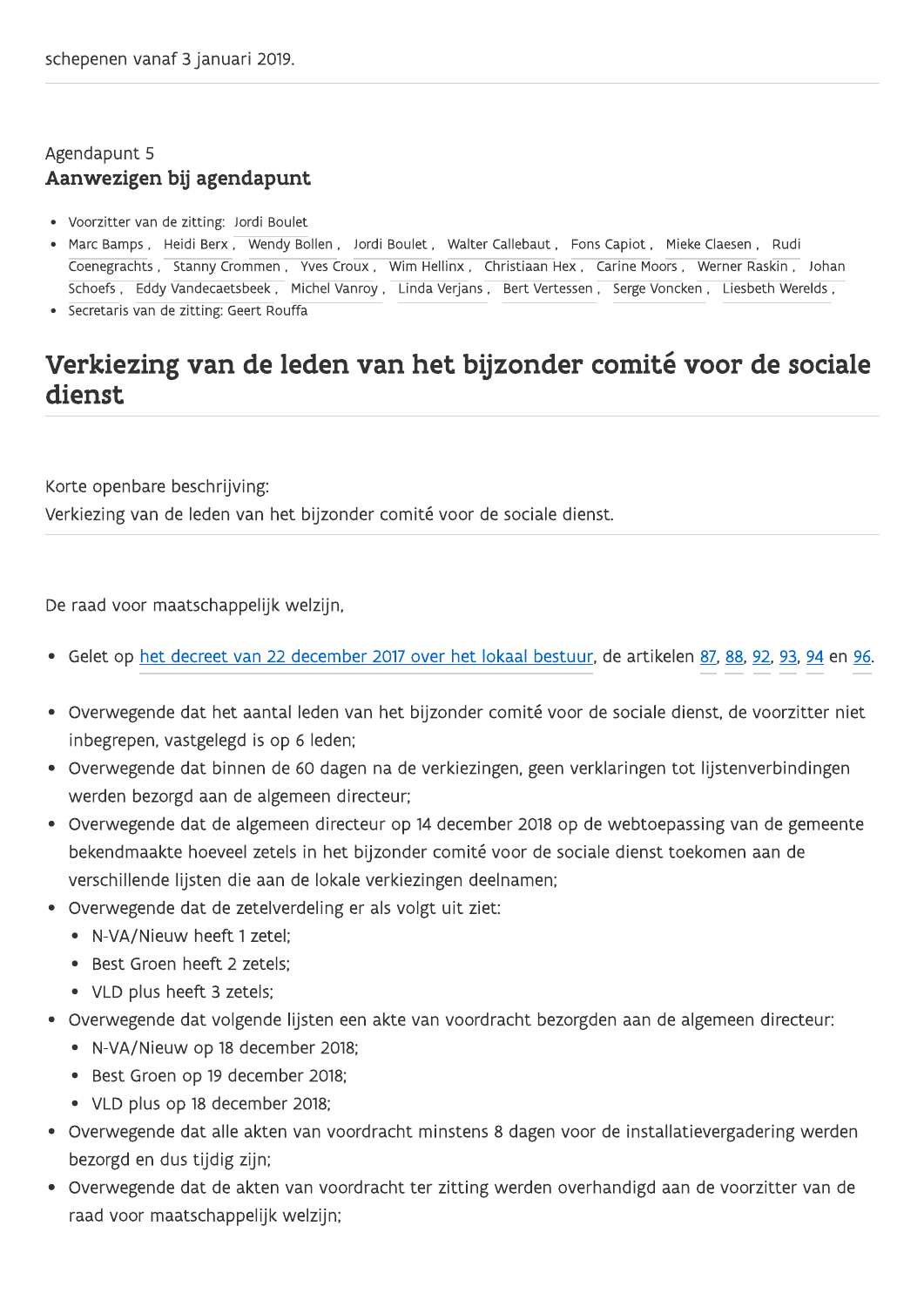schepenen vanaf 3 januari 2019.

Agendapunt 5

### Aanwezigen bij agendapunt

- Voorzitter van de zitting: Jordi Boulet
- Marc Bamps , Heidi Berx , Wendy Bollen , Jordi Boulet , Walter Callebaut , Fons Capiot , Mieke Claesen , Rudi Coenegrachts , Stanny Crommen , Yves Croux , Wim Hellinx , Christiaan Hex , Carine Moors , Werner Raskin , Johan Schoefs , Eddy Vandecaetsbeek , Michel Vanroy , Linda Verjans , Bert Vertessen , Serge Voncken , Liesbeth Werelds ,
- Secretaris van de zitting: Geert Rouffa

# Verkiezing van de leden van het bijzonder comité voor de sociale dienst

Korte openbare beschrijving:
Verkiezing van de leden van het bijzonder comité voor de sociale dienst.

De raad voor maatschappelijk welzijn,

- Gelet op het decreet van 22 december 2017 over het lokaal bestuur, de artikelen 87, 88, 92, 93, 94 en 96.

- Overwegende dat het aantal leden van het bijzonder comité voor de sociale dienst, de voorzitter niet inbegrepen, vastgelegd is op 6 leden;
- Overwegende dat binnen de 60 dagen na de verkiezingen, geen verklaringen tot lijstenverbindingen werden bezorgd aan de algemeen directeur;
- Overwegende dat de algemeen directeur op 14 december 2018 op de webtoepassing van de gemeente bekendmaakte hoeveel zetels in het bijzonder comité voor de sociale dienst toekomen aan de verschillende lijsten die aan de lokale verkiezingen deelnamen;
- Overwegende dat de zetelverdeling er als volgt uit ziet:
  - N-VA/Nieuw heeft 1 zetel;
  - Best Groen heeft 2 zetels;
  - VLD plus heeft 3 zetels;
- Overwegende dat volgende lijsten een akte van voordracht bezorgden aan de algemeen directeur:
  - N-VA/Nieuw op 18 december 2018;
  - Best Groen op 19 december 2018;
  - VLD plus op 18 december 2018;
- Overwegende dat alle akten van voordracht minstens 8 dagen voor de installatievergadering werden bezorgd en dus tijdig zijn;
- Overwegende dat de akten van voordracht ter zitting werden overhandigd aan de voorzitter van de raad voor maatschappelijk welzijn;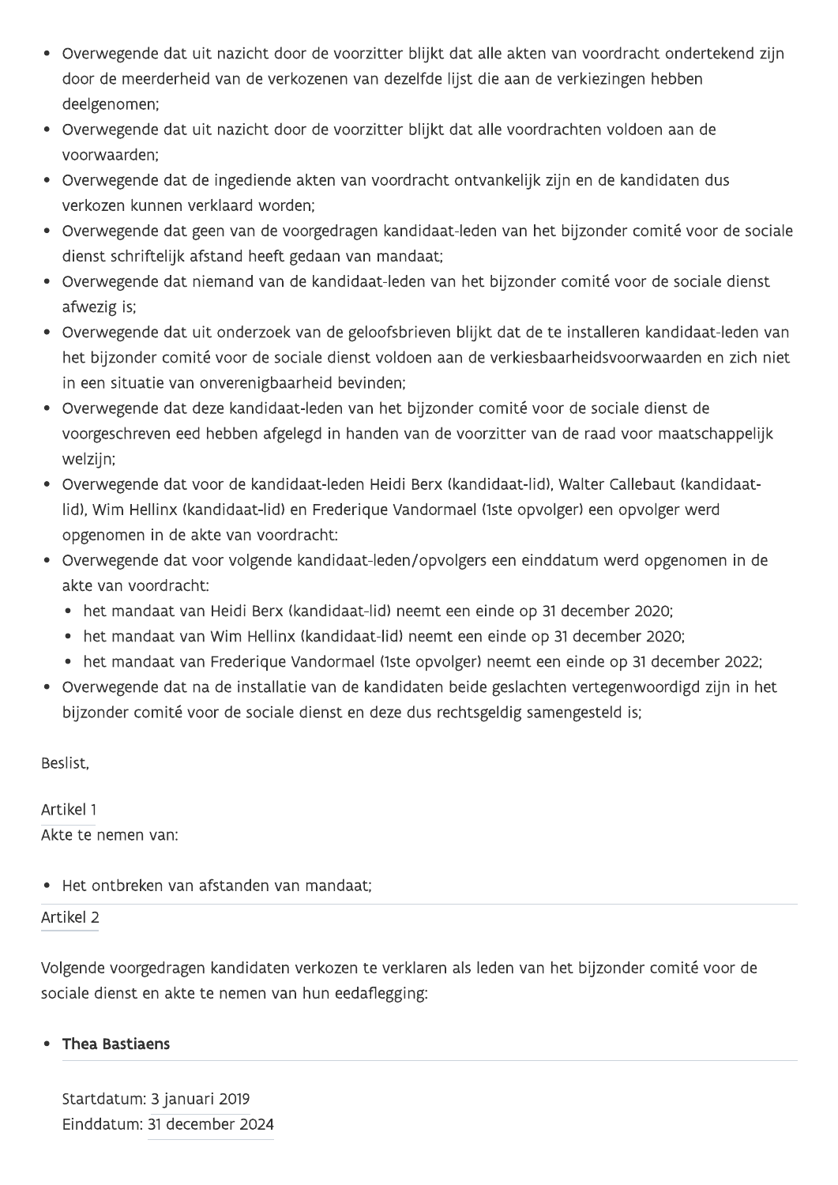- Overwegende dat uit nazicht door de voorzitter blijkt dat alle akten van voordracht ondertekend zijn door de meerderheid van de verkozenen van dezelfde lijst die aan de verkiezingen hebben deelgenomen;
- Overwegende dat uit nazicht door de voorzitter blijkt dat alle voordrachten voldoen aan de voorwaarden;
- Overwegende dat de ingediende akten van voordracht ontvankelijk zijn en de kandidaten dus verkozen kunnen verklaard worden;
- Overwegende dat geen van de voorgedragen kandidaat-leden van het bijzonder comité voor de sociale dienst schriftelijk afstand heeft gedaan van mandaat;
- Overwegende dat niemand van de kandidaat-leden van het bijzonder comité voor de sociale dienst afwezig is;
- Overwegende dat uit onderzoek van de geloofsbrieven blijkt dat de te installeren kandidaat-leden van het bijzonder comité voor de sociale dienst voldoen aan de verkiesbaarheidsvoorwaarden en zich niet in een situatie van onverenigbaarheid bevinden;
- Overwegende dat deze kandidaat-leden van het bijzonder comité voor de sociale dienst de voorgeschreven eed hebben afgelegd in handen van de voorzitter van de raad voor maatschappelijk welzijn;
- Overwegende dat voor de kandidaat-leden Heidi Berx (kandidaat-lid), Walter Callebaut (kandidaat-lid), Wim Hellinx (kandidaat-lid) en Frederique Vandormael (1ste opvolger) een opvolger werd opgenomen in de akte van voordracht:
- Overwegende dat voor volgende kandidaat-leden/opvolgers een einddatum werd opgenomen in de akte van voordracht:
  - het mandaat van Heidi Berx (kandidaat-lid) neemt een einde op 31 december 2020;
  - het mandaat van Wim Hellinx (kandidaat-lid) neemt een einde op 31 december 2020;
  - het mandaat van Frederique Vandormael (1ste opvolger) neemt een einde op 31 december 2022;
- Overwegende dat na de installatie van de kandidaten beide geslachten vertegenwoordigd zijn in het bijzonder comité voor de sociale dienst en deze dus rechtsgeldig samengesteld is;

Beslist,

Artikel 1
Akte te nemen van:

- Het ontbreken van afstanden van mandaat;

Artikel 2

Volgende voorgedragen kandidaten verkozen te verklaren als leden van het bijzonder comité voor de sociale dienst en akte te nemen van hun eedaflegging:

- **Thea Bastiaens**

  Startdatum: 3 januari 2019
  Einddatum: 31 december 2024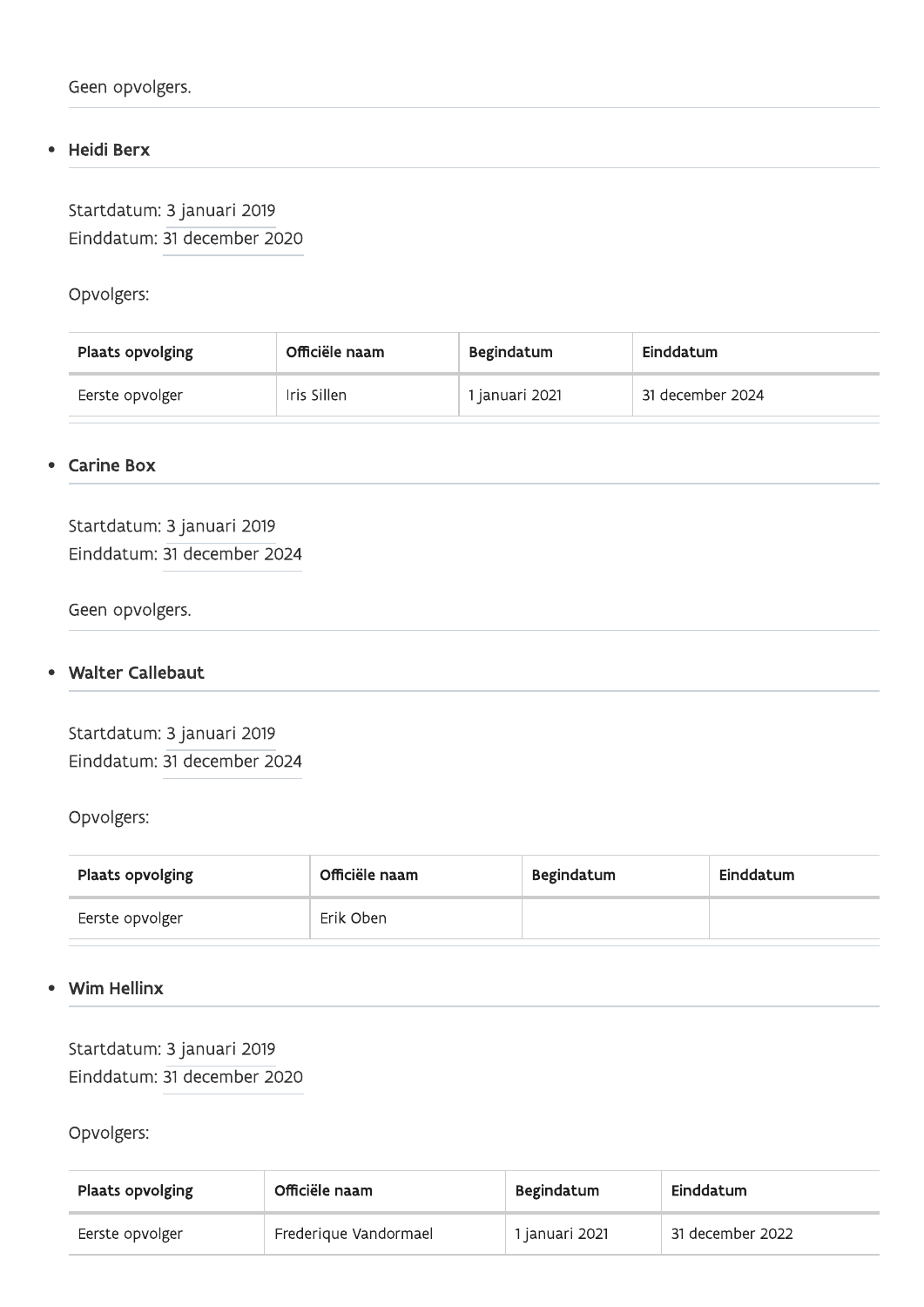Geen opvolgers.

- **Heidi Berx**

Startdatum: 3 januari 2019
Einddatum: 31 december 2020

Opvolgers:

| Plaats opvolging | Officiële naam | Begindatum | Einddatum |
| --- | --- | --- | --- |
| Eerste opvolger | Iris Sillen | 1 januari 2021 | 31 december 2024 |

- **Carine Box**

Startdatum: 3 januari 2019
Einddatum: 31 december 2024

Geen opvolgers.

- **Walter Callebaut**

Startdatum: 3 januari 2019
Einddatum: 31 december 2024

Opvolgers:

| Plaats opvolging | Officiële naam | Begindatum | Einddatum |
| --- | --- | --- | --- |
| Eerste opvolger | Erik Oben | | |

- **Wim Hellinx**

Startdatum: 3 januari 2019
Einddatum: 31 december 2020

Opvolgers:

| Plaats opvolging | Officiële naam | Begindatum | Einddatum |
| --- | --- | --- | --- |
| Eerste opvolger | Frederique Vandormael | 1 januari 2021 | 31 december 2022 |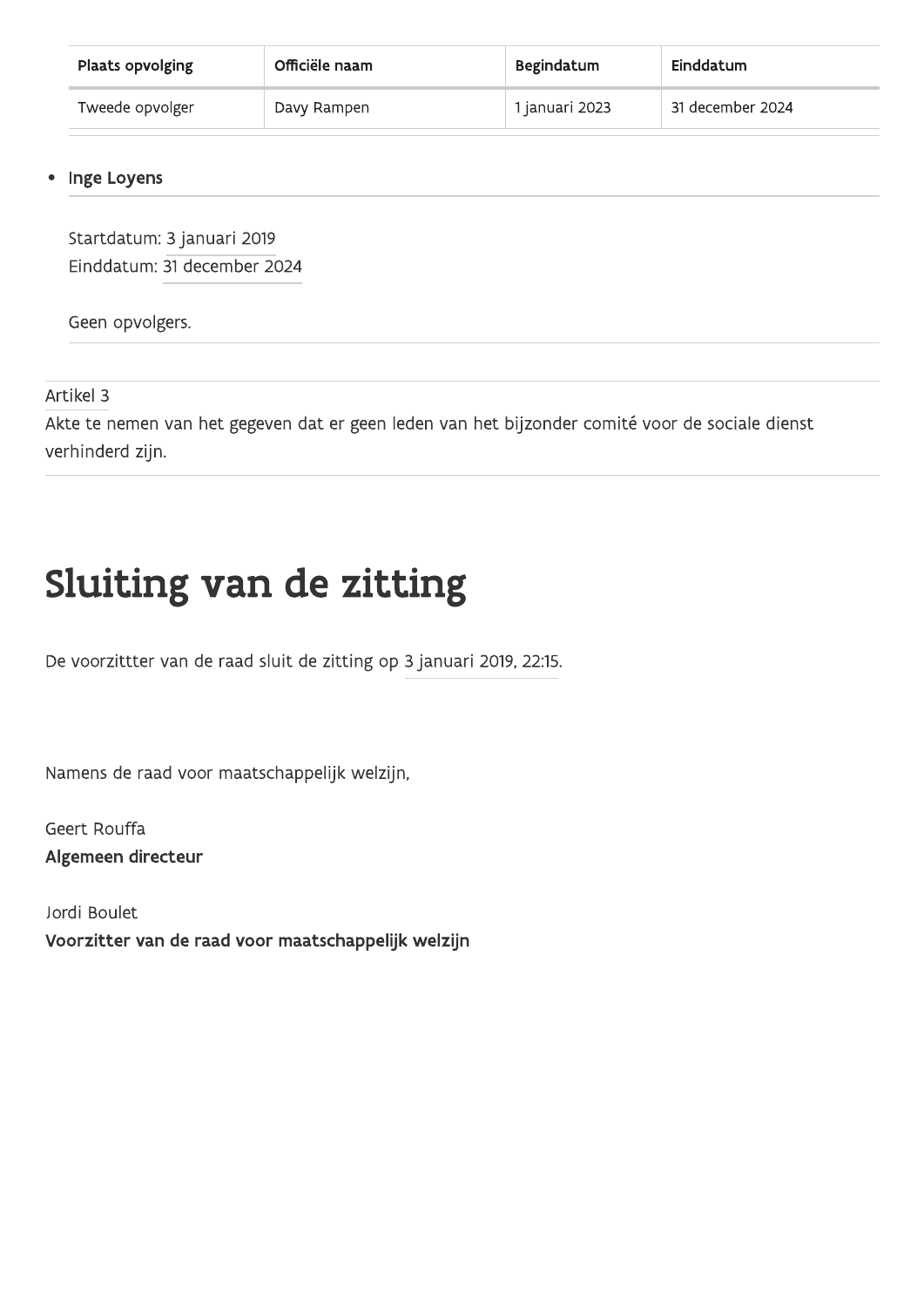| Plaats opvolging | Officiële naam | Begindatum | Einddatum |
|---|---|---|---|
| Tweede opvolger | Davy Rampen | 1 januari 2023 | 31 december 2024 |

- **Inge Loyens**

  Startdatum: 3 januari 2019
  Einddatum: 31 december 2024

  Geen opvolgers.

Artikel 3
Akte te nemen van het gegeven dat er geen leden van het bijzonder comité voor de sociale dienst verhinderd zijn.

# Sluiting van de zitting

De voorzittter van de raad sluit de zitting op 3 januari 2019, 22:15.

Namens de raad voor maatschappelijk welzijn,

Geert Rouffa
**Algemeen directeur**

Jordi Boulet
**Voorzitter van de raad voor maatschappelijk welzijn**